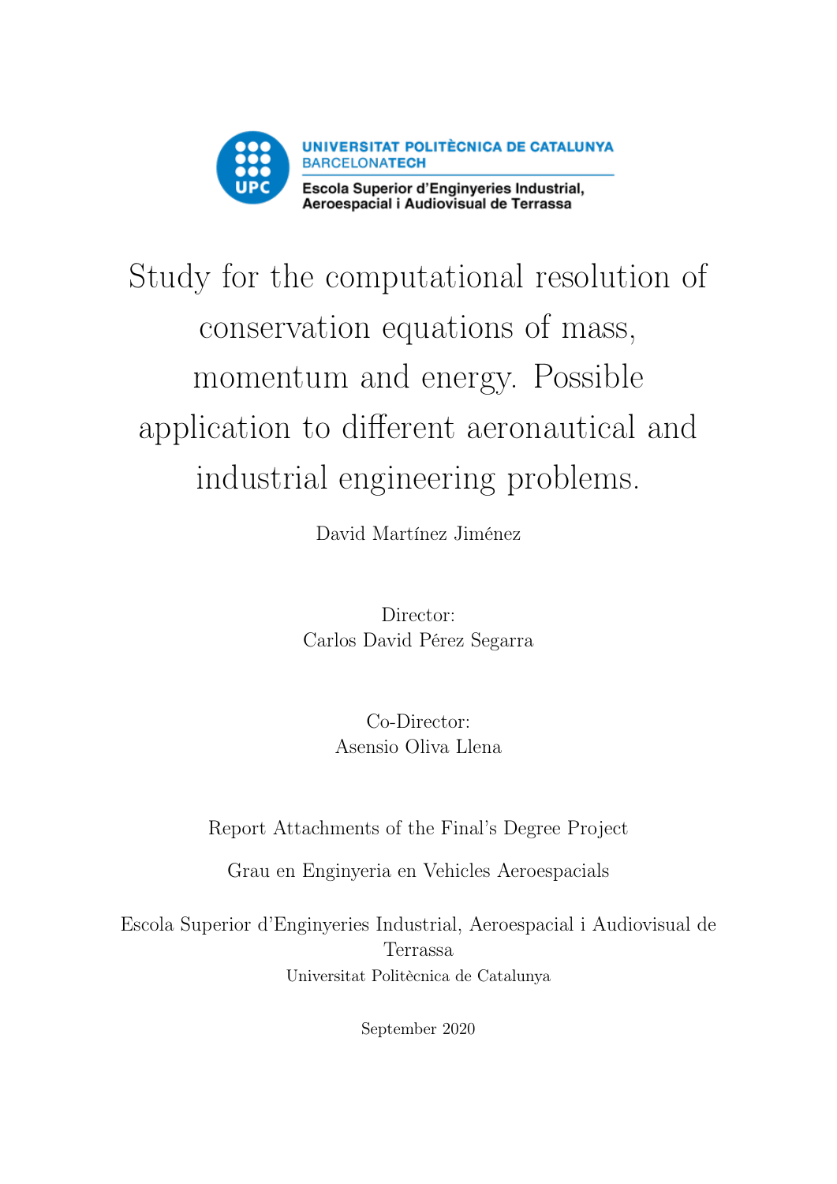UNIVERSITAT POLITÈCNICA DE CATALUNYA
BARCELONATECH
Escola Superior d'Enginyeries Industrial, Aeroespacial i Audiovisual de Terrassa

# Study for the computational resolution of conservation equations of mass, momentum and energy. Possible application to different aeronautical and industrial engineering problems.

David Martínez Jiménez

Director:
Carlos David Pérez Segarra

Co-Director:
Asensio Oliva Llena

Report Attachments of the Final's Degree Project

Grau en Enginyeria en Vehicles Aeroespacials

Escola Superior d'Enginyeries Industrial, Aeroespacial i Audiovisual de Terrassa
Universitat Politècnica de Catalunya

September 2020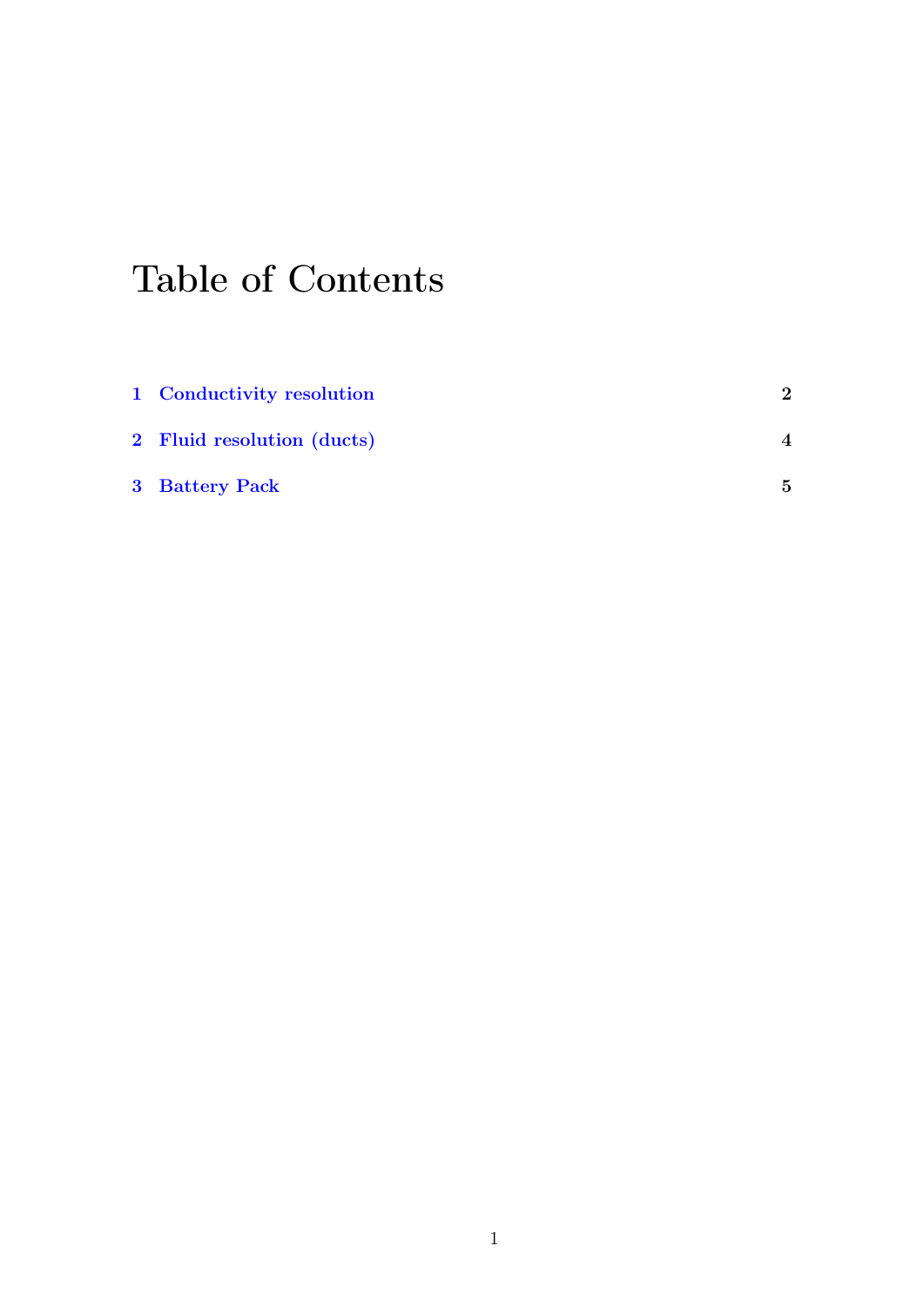# Table of Contents

| | | |
|---|---|---|
| 1 | Conductivity resolution | 2 |
| 2 | Fluid resolution (ducts) | 4 |
| 3 | Battery Pack | 5 |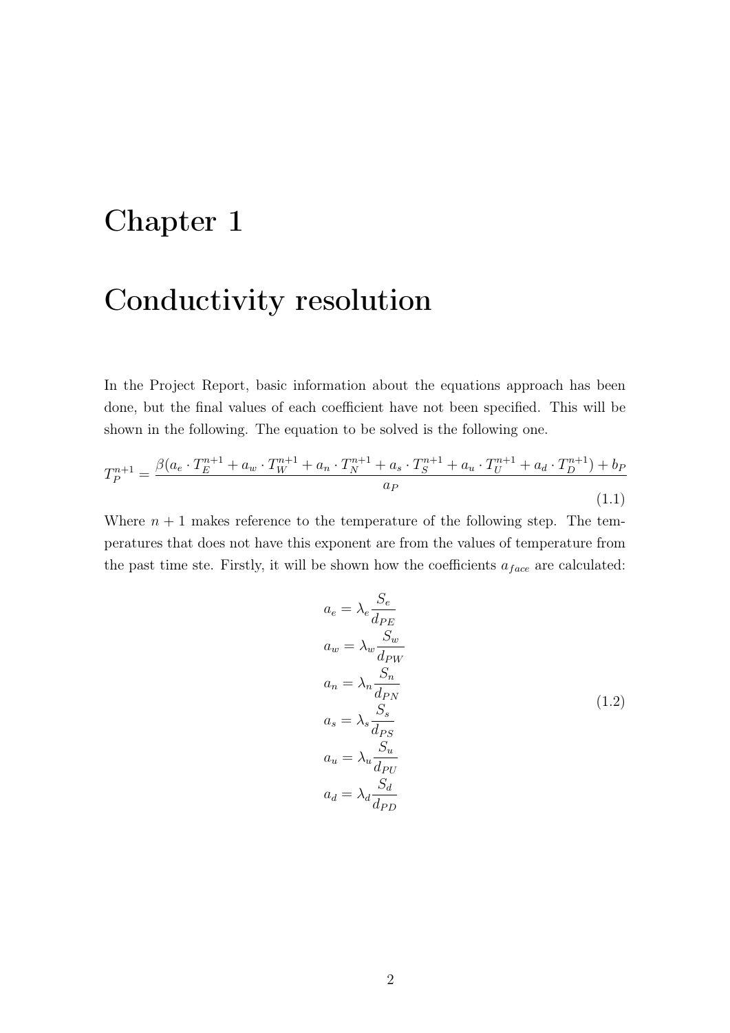# Chapter 1

# Conductivity resolution

In the Project Report, basic information about the equations approach has been done, but the final values of each coefficient have not been specified. This will be shown in the following. The equation to be solved is the following one.

$$T_P^{n+1} = \frac{\beta(a_e \cdot T_E^{n+1} + a_w \cdot T_W^{n+1} + a_n \cdot T_N^{n+1} + a_s \cdot T_S^{n+1} + a_u \cdot T_U^{n+1} + a_d \cdot T_D^{n+1}) + b_P}{a_P} \tag{1.1}$$

Where $n+1$ makes reference to the temperature of the following step. The temperatures that does not have this exponent are from the values of temperature from the past time ste. Firstly, it will be shown how the coefficients $a_{face}$ are calculated:

$$\begin{aligned}
a_e &= \lambda_e \frac{S_e}{d_{PE}} \\
a_w &= \lambda_w \frac{S_w}{d_{PW}} \\
a_n &= \lambda_n \frac{S_n}{d_{PN}} \\
a_s &= \lambda_s \frac{S_s}{d_{PS}} \\
a_u &= \lambda_u \frac{S_u}{d_{PU}} \\
a_d &= \lambda_d \frac{S_d}{d_{PD}}
\end{aligned} \tag{1.2}$$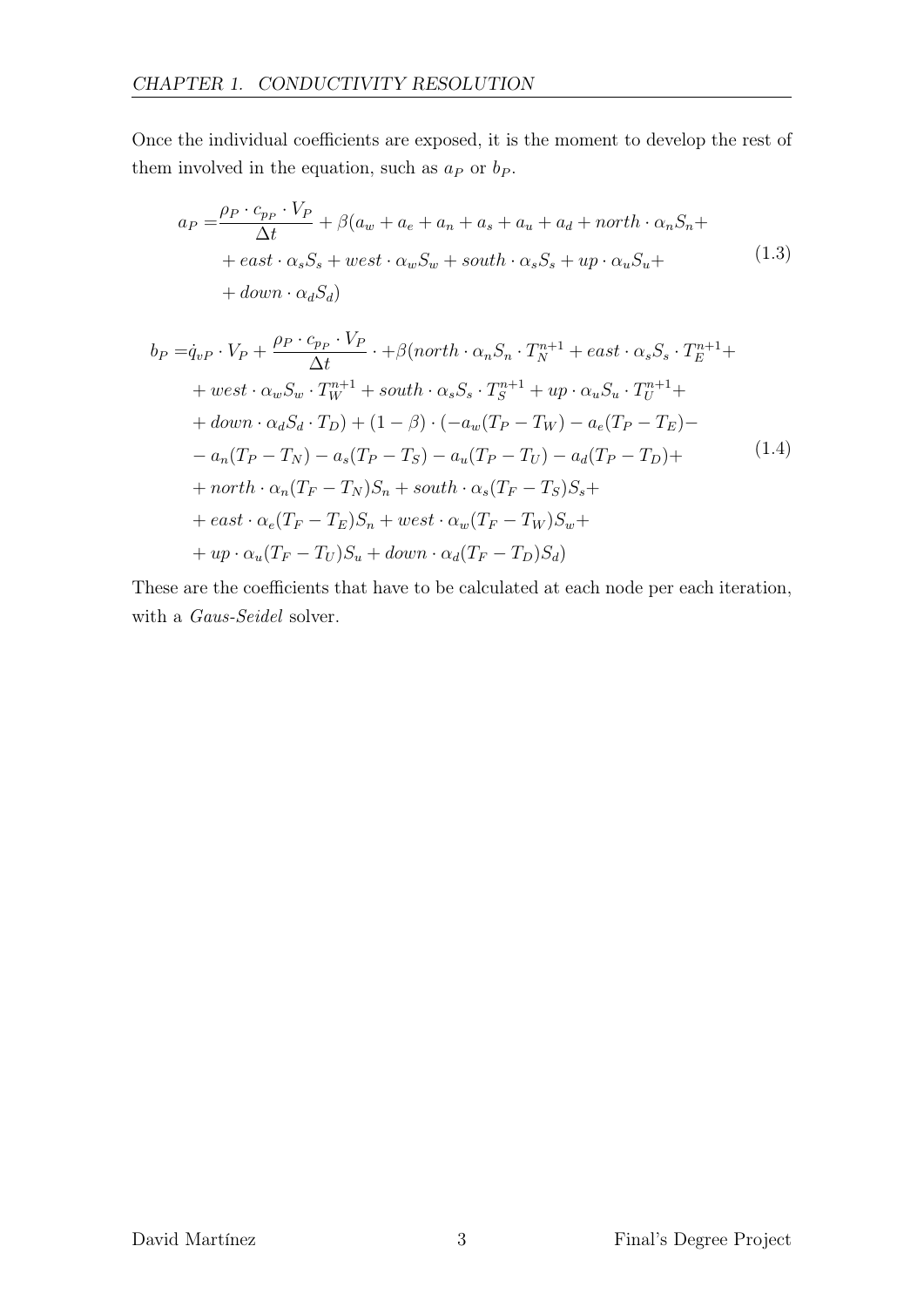Once the individual coefficients are exposed, it is the moment to develop the rest of them involved in the equation, such as $a_P$ or $b_P$.

$$
\begin{aligned}
a_P =& \frac{\rho_P \cdot c_{p_P} \cdot V_P}{\Delta t} + \beta(a_w + a_e + a_n + a_s + a_u + a_d + north \cdot \alpha_n S_n + \\
&+ east \cdot \alpha_s S_s + west \cdot \alpha_w S_w + south \cdot \alpha_s S_s + up \cdot \alpha_u S_u + \\
&+ down \cdot \alpha_d S_d)
\end{aligned}
\tag{1.3}
$$

$$
\begin{aligned}
b_P =& \dot{q}_{vP} \cdot V_P + \frac{\rho_P \cdot c_{p_P} \cdot V_P}{\Delta t} \cdot + \beta(north \cdot \alpha_n S_n \cdot T_N^{n+1} + east \cdot \alpha_s S_s \cdot T_E^{n+1} + \\
&+ west \cdot \alpha_w S_w \cdot T_W^{n+1} + south \cdot \alpha_s S_s \cdot T_S^{n+1} + up \cdot \alpha_u S_u \cdot T_U^{n+1} + \\
&+ down \cdot \alpha_d S_d \cdot T_D) + (1 - \beta) \cdot (-a_w(T_P - T_W) - a_e(T_P - T_E) - \\
&- a_n(T_P - T_N) - a_s(T_P - T_S) - a_u(T_P - T_U) - a_d(T_P - T_D) + \\
&+ north \cdot \alpha_n(T_F - T_N)S_n + south \cdot \alpha_s(T_F - T_S)S_s + \\
&+ east \cdot \alpha_e(T_F - T_E)S_n + west \cdot \alpha_w(T_F - T_W)S_w + \\
&+ up \cdot \alpha_u(T_F - T_U)S_u + down \cdot \alpha_d(T_F - T_D)S_d)
\end{aligned}
\tag{1.4}
$$

These are the coefficients that have to be calculated at each node per each iteration, with a *Gaus-Seidel* solver.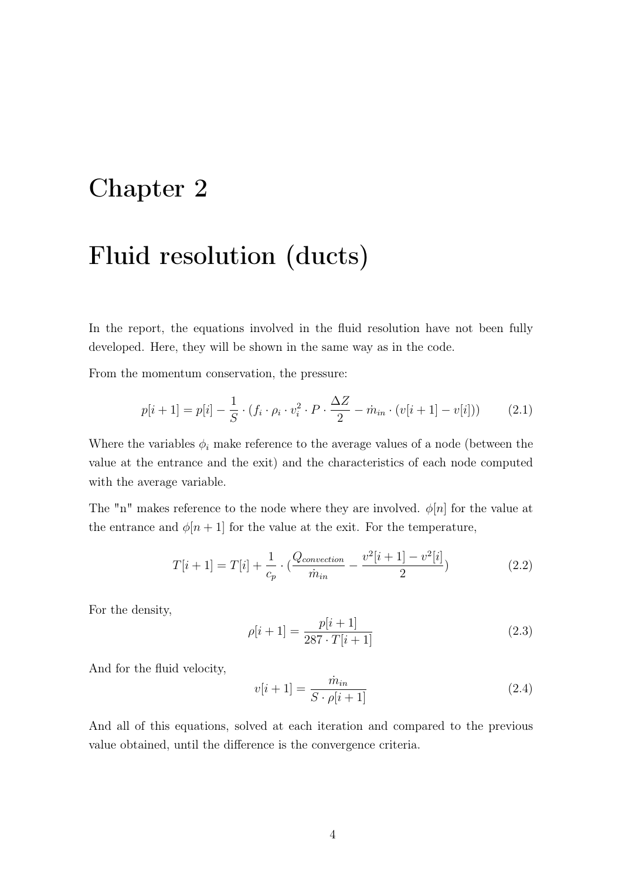# Chapter 2

# Fluid resolution (ducts)

In the report, the equations involved in the fluid resolution have not been fully developed. Here, they will be shown in the same way as in the code.

From the momentum conservation, the pressure:

$$p[i+1] = p[i] - \frac{1}{S} \cdot (f_i \cdot \rho_i \cdot v_i^2 \cdot P \cdot \frac{\Delta Z}{2} - \dot{m}_{in} \cdot (v[i+1] - v[i])) \tag{2.1}$$

Where the variables $\phi_i$ make reference to the average values of a node (between the value at the entrance and the exit) and the characteristics of each node computed with the average variable.

The "n" makes reference to the node where they are involved. $\phi[n]$ for the value at the entrance and $\phi[n+1]$ for the value at the exit. For the temperature,

$$T[i+1] = T[i] + \frac{1}{c_p} \cdot (\frac{Q_{convection}}{\dot{m}_{in}} - \frac{v^2[i+1] - v^2[i]}{2}) \tag{2.2}$$

For the density,

$$\rho[i+1] = \frac{p[i+1]}{287 \cdot T[i+1]} \tag{2.3}$$

And for the fluid velocity,

$$v[i+1] = \frac{\dot{m}_{in}}{S \cdot \rho[i+1]} \tag{2.4}$$

And all of this equations, solved at each iteration and compared to the previous value obtained, until the difference is the convergence criteria.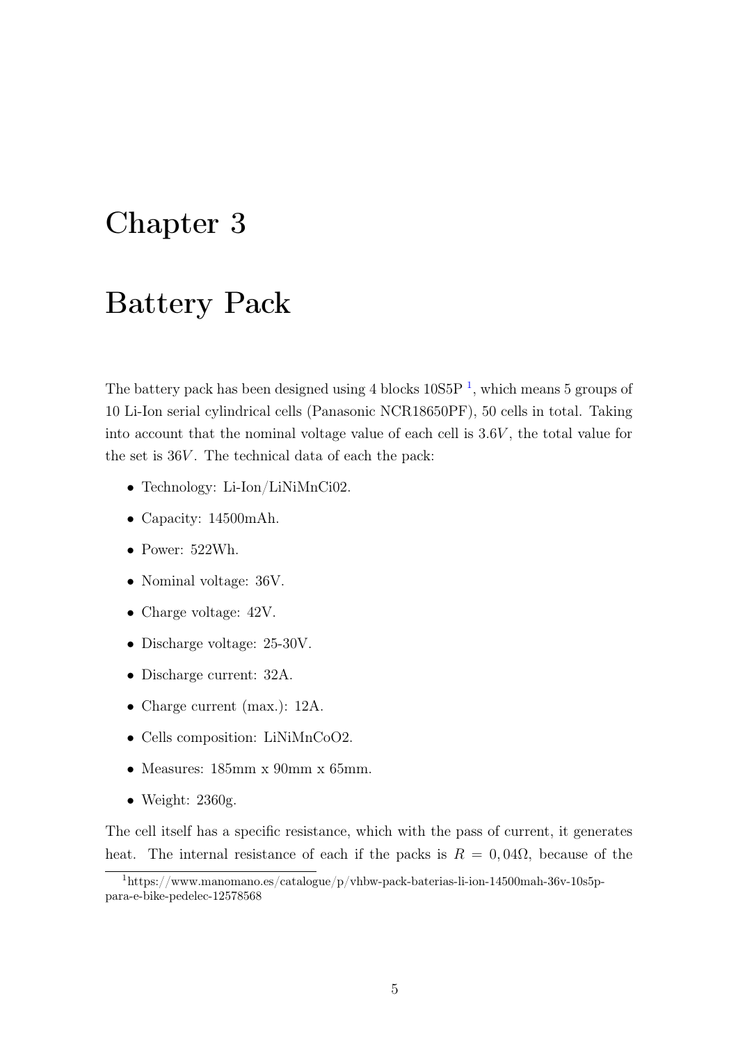# Chapter 3

# Battery Pack

The battery pack has been designed using 4 blocks 10S5P [1], which means 5 groups of 10 Li-Ion serial cylindrical cells (Panasonic NCR18650PF), 50 cells in total. Taking into account that the nominal voltage value of each cell is $3.6V$, the total value for the set is $36V$. The technical data of each the pack:

- Technology: Li-Ion/LiNiMnCi02.
- Capacity: 14500mAh.
- Power: 522Wh.
- Nominal voltage: 36V.
- Charge voltage: 42V.
- Discharge voltage: 25-30V.
- Discharge current: 32A.
- Charge current (max.): 12A.
- Cells composition: LiNiMnCoO2.
- Measures: 185mm x 90mm x 65mm.
- Weight: 2360g.

The cell itself has a specific resistance, which with the pass of current, it generates heat. The internal resistance of each if the packs is $R = 0,04\Omega$, because of the

[1] https://www.manomano.es/catalogue/p/vhbw-pack-baterias-li-ion-14500mah-36v-10s5p-para-e-bike-pedelec-12578568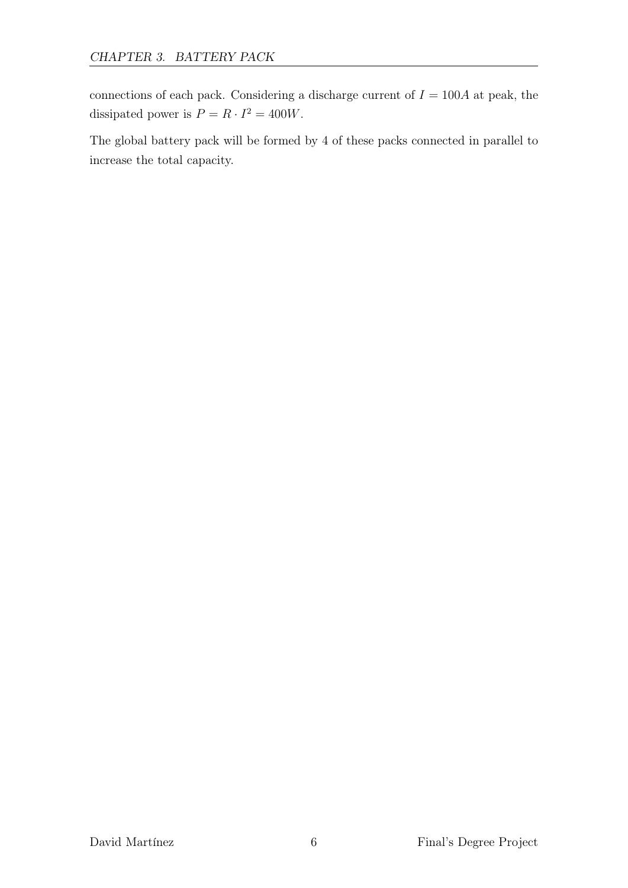connections of each pack. Considering a discharge current of $I = 100A$ at peak, the dissipated power is $P = R \cdot I^2 = 400W$.

The global battery pack will be formed by 4 of these packs connected in parallel to increase the total capacity.